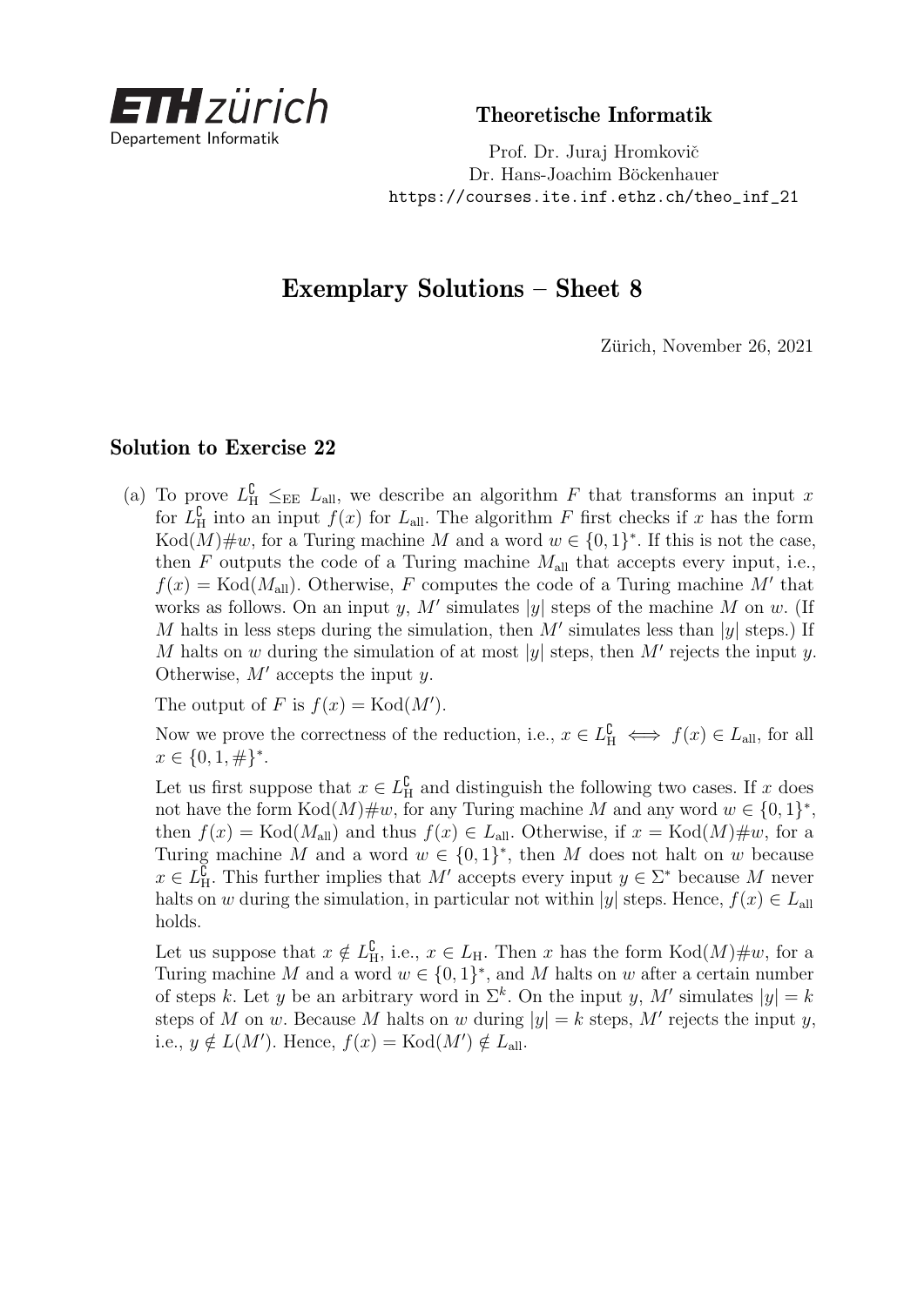Theoretische Informatik

Prof. Dr. Juraj Hromkovič
Dr. Hans-Joachim Böckenhauer
https://courses.ite.inf.ethz.ch/theo_inf_21

# Exemplary Solutions – Sheet 8

Zürich, November 26, 2021

## Solution to Exercise 22

(a) To prove $L_{\mathrm{H}}^{\complement} \leq_{\mathrm{EE}} L_{\mathrm{all}}$, we describe an algorithm $F$ that transforms an input $x$ for $L_{\mathrm{H}}^{\complement}$ into an input $f(x)$ for $L_{\mathrm{all}}$. The algorithm $F$ first checks if $x$ has the form $\mathrm{Kod}(M)\#w$, for a Turing machine $M$ and a word $w \in \{0,1\}^*$. If this is not the case, then $F$ outputs the code of a Turing machine $M_{\mathrm{all}}$ that accepts every input, i.e., $f(x) = \mathrm{Kod}(M_{\mathrm{all}})$. Otherwise, $F$ computes the code of a Turing machine $M'$ that works as follows. On an input $y$, $M'$ simulates $|y|$ steps of the machine $M$ on $w$. (If $M$ halts in less steps during the simulation, then $M'$ simulates less than $|y|$ steps.) If $M$ halts on $w$ during the simulation of at most $|y|$ steps, then $M'$ rejects the input $y$. Otherwise, $M'$ accepts the input $y$.

The output of $F$ is $f(x) = \mathrm{Kod}(M')$.

Now we prove the correctness of the reduction, i.e., $x \in L_{\mathrm{H}}^{\complement} \iff f(x) \in L_{\mathrm{all}}$, for all $x \in \{0,1,\#\}^*$.

Let us first suppose that $x \in L_{\mathrm{H}}^{\complement}$ and distinguish the following two cases. If $x$ does not have the form $\mathrm{Kod}(M)\#w$, for any Turing machine $M$ and any word $w \in \{0,1\}^*$, then $f(x) = \mathrm{Kod}(M_{\mathrm{all}})$ and thus $f(x) \in L_{\mathrm{all}}$. Otherwise, if $x = \mathrm{Kod}(M)\#w$, for a Turing machine $M$ and a word $w \in \{0,1\}^*$, then $M$ does not halt on $w$ because $x \in L_{\mathrm{H}}^{\complement}$. This further implies that $M'$ accepts every input $y \in \Sigma^*$ because $M$ never halts on $w$ during the simulation, in particular not within $|y|$ steps. Hence, $f(x) \in L_{\mathrm{all}}$ holds.

Let us suppose that $x \notin L_{\mathrm{H}}^{\complement}$, i.e., $x \in L_{\mathrm{H}}$. Then $x$ has the form $\mathrm{Kod}(M)\#w$, for a Turing machine $M$ and a word $w \in \{0,1\}^*$, and $M$ halts on $w$ after a certain number of steps $k$. Let $y$ be an arbitrary word in $\Sigma^k$. On the input $y$, $M'$ simulates $|y| = k$ steps of $M$ on $w$. Because $M$ halts on $w$ during $|y| = k$ steps, $M'$ rejects the input $y$, i.e., $y \notin L(M')$. Hence, $f(x) = \mathrm{Kod}(M') \notin L_{\mathrm{all}}$.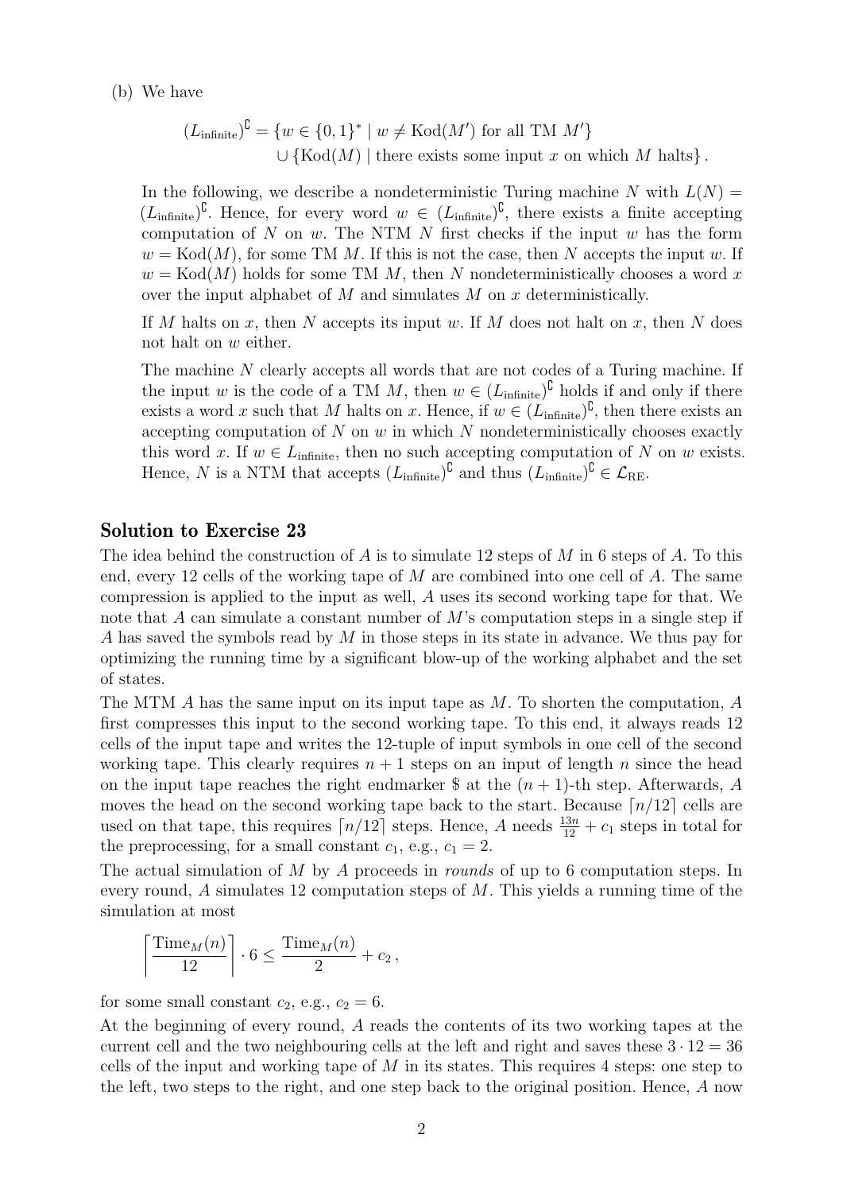(b) We have

$$(L_{\text{infinite}})^{\complement} = \{w \in \{0,1\}^* \mid w \neq \text{Kod}(M') \text{ for all TM } M'\}$$
$$\cup \{\text{Kod}(M) \mid \text{there exists some input } x \text{ on which } M \text{ halts}\}.$$

In the following, we describe a nondeterministic Turing machine $N$ with $L(N) = (L_{\text{infinite}})^{\complement}$. Hence, for every word $w \in (L_{\text{infinite}})^{\complement}$, there exists a finite accepting computation of $N$ on $w$. The NTM $N$ first checks if the input $w$ has the form $w = \text{Kod}(M)$, for some TM $M$. If this is not the case, then $N$ accepts the input $w$. If $w = \text{Kod}(M)$ holds for some TM $M$, then $N$ nondeterministically chooses a word $x$ over the input alphabet of $M$ and simulates $M$ on $x$ deterministically.

If $M$ halts on $x$, then $N$ accepts its input $w$. If $M$ does not halt on $x$, then $N$ does not halt on $w$ either.

The machine $N$ clearly accepts all words that are not codes of a Turing machine. If the input $w$ is the code of a TM $M$, then $w \in (L_{\text{infinite}})^{\complement}$ holds if and only if there exists a word $x$ such that $M$ halts on $x$. Hence, if $w \in (L_{\text{infinite}})^{\complement}$, then there exists an accepting computation of $N$ on $w$ in which $N$ nondeterministically chooses exactly this word $x$. If $w \in L_{\text{infinite}}$, then no such accepting computation of $N$ on $w$ exists. Hence, $N$ is a NTM that accepts $(L_{\text{infinite}})^{\complement}$ and thus $(L_{\text{infinite}})^{\complement} \in \mathcal{L}_{\text{RE}}$.

## Solution to Exercise 23

The idea behind the construction of $A$ is to simulate 12 steps of $M$ in 6 steps of $A$. To this end, every 12 cells of the working tape of $M$ are combined into one cell of $A$. The same compression is applied to the input as well, $A$ uses its second working tape for that. We note that $A$ can simulate a constant number of $M$'s computation steps in a single step if $A$ has saved the symbols read by $M$ in those steps in its state in advance. We thus pay for optimizing the running time by a significant blow-up of the working alphabet and the set of states.

The MTM $A$ has the same input on its input tape as $M$. To shorten the computation, $A$ first compresses this input to the second working tape. To this end, it always reads 12 cells of the input tape and writes the 12-tuple of input symbols in one cell of the second working tape. This clearly requires $n+1$ steps on an input of length $n$ since the head on the input tape reaches the right endmarker \$ at the $(n+1)$-th step. Afterwards, $A$ moves the head on the second working tape back to the start. Because $\lceil n/12 \rceil$ cells are used on that tape, this requires $\lceil n/12 \rceil$ steps. Hence, $A$ needs $\frac{13n}{12} + c_1$ steps in total for the preprocessing, for a small constant $c_1$, e.g., $c_1 = 2$.

The actual simulation of $M$ by $A$ proceeds in *rounds* of up to 6 computation steps. In every round, $A$ simulates 12 computation steps of $M$. This yields a running time of the simulation at most

$$\left\lceil \frac{\text{Time}_M(n)}{12} \right\rceil \cdot 6 \leq \frac{\text{Time}_M(n)}{2} + c_2,$$

for some small constant $c_2$, e.g., $c_2 = 6$.

At the beginning of every round, $A$ reads the contents of its two working tapes at the current cell and the two neighbouring cells at the left and right and saves these $3 \cdot 12 = 36$ cells of the input and working tape of $M$ in its states. This requires 4 steps: one step to the left, two steps to the right, and one step back to the original position. Hence, $A$ now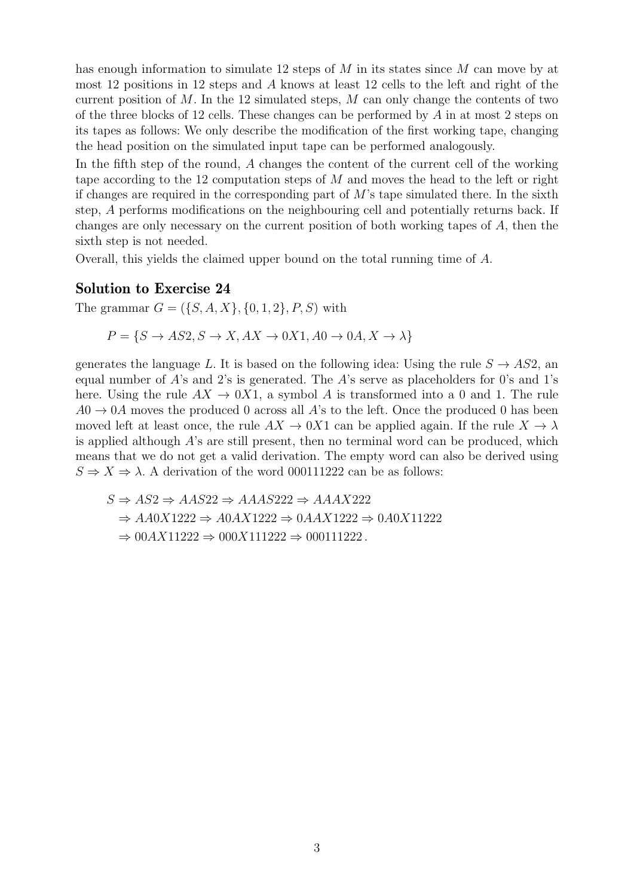has enough information to simulate 12 steps of $M$ in its states since $M$ can move by at most 12 positions in 12 steps and $A$ knows at least 12 cells to the left and right of the current position of $M$. In the 12 simulated steps, $M$ can only change the contents of two of the three blocks of 12 cells. These changes can be performed by $A$ in at most 2 steps on its tapes as follows: We only describe the modification of the first working tape, changing the head position on the simulated input tape can be performed analogously.

In the fifth step of the round, $A$ changes the content of the current cell of the working tape according to the 12 computation steps of $M$ and moves the head to the left or right if changes are required in the corresponding part of $M$'s tape simulated there. In the sixth step, $A$ performs modifications on the neighbouring cell and potentially returns back. If changes are only necessary on the current position of both working tapes of $A$, then the sixth step is not needed.

Overall, this yields the claimed upper bound on the total running time of $A$.

## Solution to Exercise 24

The grammar $G = (\{S, A, X\}, \{0, 1, 2\}, P, S)$ with

$$P = \{S \to AS2, S \to X, AX \to 0X1, A0 \to 0A, X \to \lambda\}$$

generates the language $L$. It is based on the following idea: Using the rule $S \to AS2$, an equal number of $A$'s and 2's is generated. The $A$'s serve as placeholders for 0's and 1's here. Using the rule $AX \to 0X1$, a symbol $A$ is transformed into a 0 and 1. The rule $A0 \to 0A$ moves the produced 0 across all $A$'s to the left. Once the produced 0 has been moved left at least once, the rule $AX \to 0X1$ can be applied again. If the rule $X \to \lambda$ is applied although $A$'s are still present, then no terminal word can be produced, which means that we do not get a valid derivation. The empty word can also be derived using $S \Rightarrow X \Rightarrow \lambda$. A derivation of the word 000111222 can be as follows:

$$\begin{aligned}
S &\Rightarrow AS2 \Rightarrow AAS22 \Rightarrow AAAS222 \Rightarrow AAAX222 \\
&\Rightarrow AA0X1222 \Rightarrow A0AX1222 \Rightarrow 0AAX1222 \Rightarrow 0A0X11222 \\
&\Rightarrow 00AX11222 \Rightarrow 000X111222 \Rightarrow 000111222\,.
\end{aligned}$$